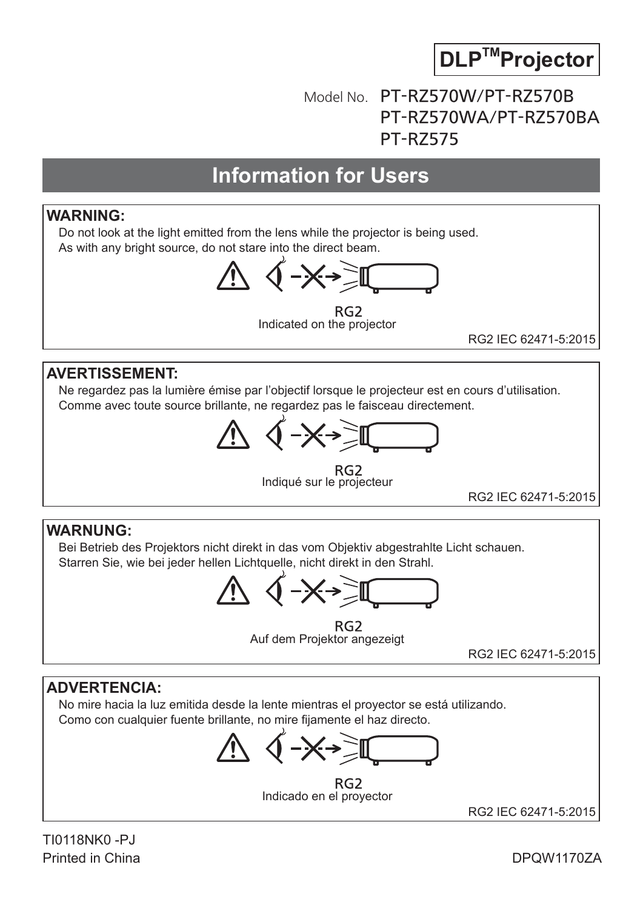**DLP™Projector**

Model No. PT-RZ570W/PT-RZ570B
PT-RZ570WA/PT-RZ570BA
PT-RZ575

# Information for Users

## WARNING:

Do not look at the light emitted from the lens while the projector is being used.
As with any bright source, do not stare into the direct beam.

RG2
Indicated on the projector

RG2 IEC 62471-5:2015

## AVERTISSEMENT:

Ne regardez pas la lumière émise par l'objectif lorsque le projecteur est en cours d'utilisation.
Comme avec toute source brillante, ne regardez pas le faisceau directement.

RG2
Indiqué sur le projecteur

RG2 IEC 62471-5:2015

## WARNUNG:

Bei Betrieb des Projektors nicht direkt in das vom Objektiv abgestrahlte Licht schauen.
Starren Sie, wie bei jeder hellen Lichtquelle, nicht direkt in den Strahl.

RG2
Auf dem Projektor angezeigt

RG2 IEC 62471-5:2015

## ADVERTENCIA:

No mire hacia la luz emitida desde la lente mientras el proyector se está utilizando.
Como con cualquier fuente brillante, no mire fijamente el haz directo.

RG2
Indicado en el proyector

RG2 IEC 62471-5:2015

TI0118NK0 -PJ
Printed in China

DPQW1170ZA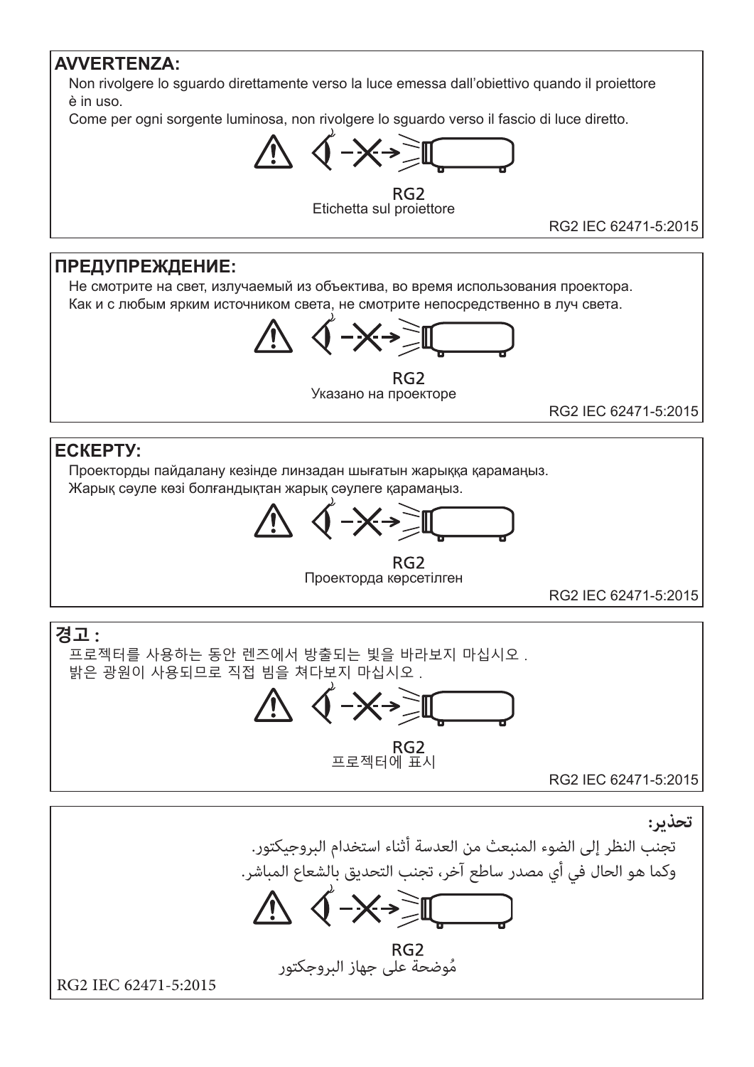**AVVERTENZA:**

Non rivolgere lo sguardo direttamente verso la luce emessa dall'obiettivo quando il proiettore è in uso.

Come per ogni sorgente luminosa, non rivolgere lo sguardo verso il fascio di luce diretto.

RG2

Etichetta sul proiettore

RG2 IEC 62471-5:2015

**ПРЕДУПРЕЖДЕНИЕ:**

Не смотрите на свет, излучаемый из объектива, во время использования проектора.

Как и с любым ярким источником света, не смотрите непосредственно в луч света.

RG2

Указано на проекторе

RG2 IEC 62471-5:2015

**ЕСКЕРТУ:**

Проекторды пайдалану кезінде линзадан шығатын жарыққа қарамаңыз.

Жарық сәуле көзі болғандықтан жарық сәулеге қарамаңыз.

RG2

Проекторда көрсетілген

RG2 IEC 62471-5:2015

**경고 :**

프로젝터를 사용하는 동안 렌즈에서 방출되는 빛을 바라보지 마십시오 .

밝은 광원이 사용되므로 직접 빔을 쳐다보지 마십시오 .

RG2

프로젝터에 표시

RG2 IEC 62471-5:2015

**تحذير:**

تجنب النظر إلى الضوء المنبعث من العدسة أثناء استخدام البروجيكتور.

وكما هو الحال في أي مصدر ساطع آخر، تجنب التحديق بالشعاع المباشر.

RG2

مُوضحة على جهاز البروجكتور

RG2 IEC 62471-5:2015